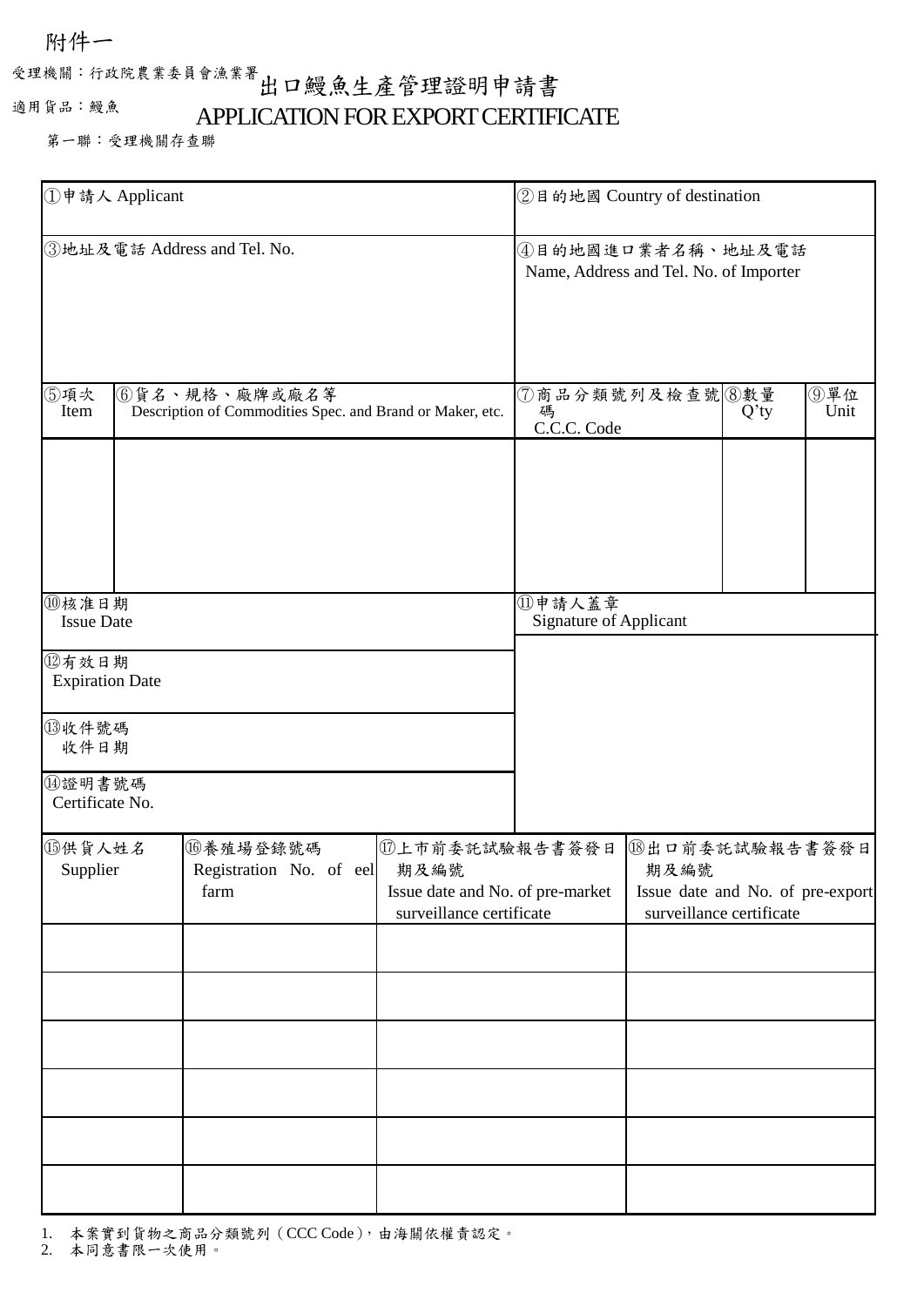附件一

受理機關：行政院農業委員會漁業署

適用貨品：鰻魚

# 出口鰻魚生產管理證明申請書

# APPLICATION FOR EXPORT CERTIFICATE

第一聯：受理機關存查聯

| ①申請人 Applicant | | ②目的地國 Country of destination | | |
|---|---|---|---|---|
| ③地址及電話 Address and Tel. No. | | ④目的地國進口業者名稱、地址及電話 Name, Address and Tel. No. of Importer | | |
| ⑤項次 Item | ⑥貨名、規格、廠牌或廠名等 Description of Commodities Spec. and Brand or Maker, etc. | ⑦商品分類號列及檢查號碼 C.C.C. Code | ⑧數量 Q'ty | ⑨單位 Unit |
| | | | | |
| ⑩核准日期 Issue Date | | ⑪申請人蓋章 Signature of Applicant | | |
| ⑫有效日期 Expiration Date | | | | |
| ⑬收件號碼 收件日期 | | | | |
| ⑭證明書號碼 Certificate No. | | | | |

| ⑮供貨人姓名 Supplier | ⑯養殖場登錄號碼 Registration No. of eel farm | ⑰上市前委託試驗報告書簽發日期及編號 Issue date and No. of pre-market surveillance certificate | ⑱出口前委託試驗報告書簽發日期及編號 Issue date and No. of pre-export surveillance certificate |
|---|---|---|---|
| | | | |
| | | | |
| | | | |
| | | | |
| | | | |
| | | | |

1. 本案實到貨物之商品分類號列（CCC Code），由海關依權責認定。
2. 本同意書限一次使用。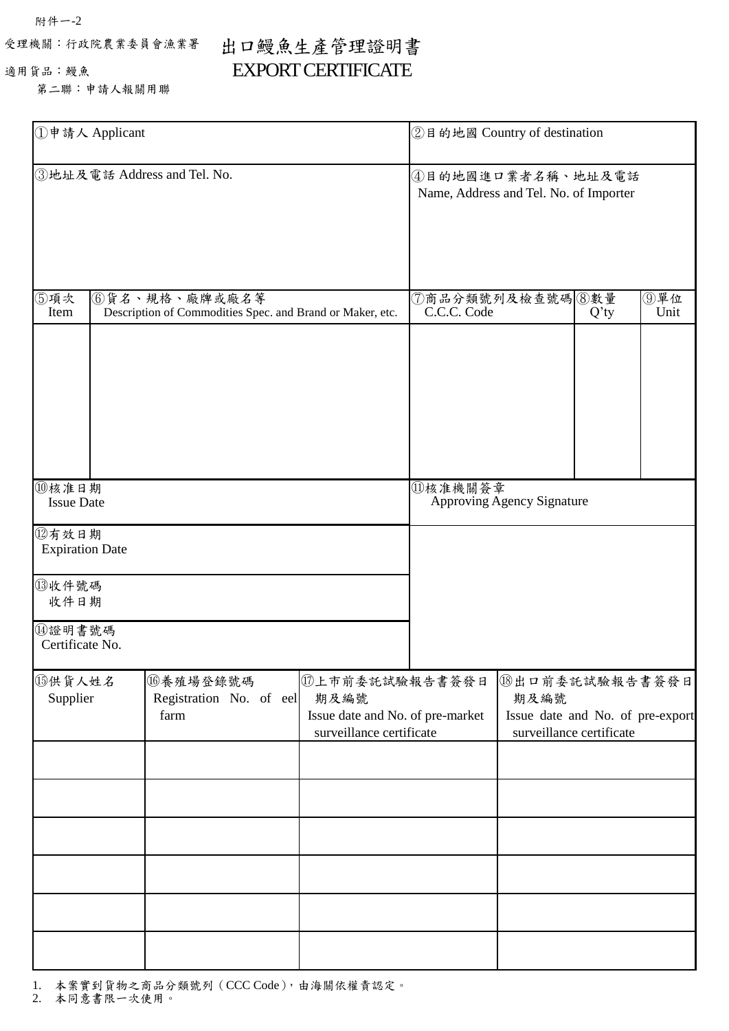附件一-2

受理機關：行政院農業委員會漁業署

適用貨品：鰻魚

第二聯：申請人報關用聯

# 出口鰻魚生產管理證明書
# EXPORT CERTIFICATE

| ①申請人 Applicant | | | ②目的地國 Country of destination | | |
|---|---|---|---|---|---|
| ③地址及電話 Address and Tel. No. | | | ④目的地國進口業者名稱、地址及電話 Name, Address and Tel. No. of Importer | | |
| ⑤項次 Item | ⑥貨名、規格、廠牌或廠名等 Description of Commodities Spec. and Brand or Maker, etc. | | ⑦商品分類號列及檢查號碼 C.C.C. Code | ⑧數量 Q'ty | ⑨單位 Unit |
| | | | | | |
| ⑩核准日期 Issue Date | | | ⑪核准機關簽章 Approving Agency Signature | | |
| ⑫有效日期 Expiration Date | | | | | |
| ⑬收件號碼 收件日期 | | | | | |
| ⑭證明書號碼 Certificate No. | | | | | |

| ⑮供貨人姓名 Supplier | ⑯養殖場登錄號碼 Registration No. of eel farm | ⑰上市前委託試驗報告書簽發日期及編號 Issue date and No. of pre-market surveillance certificate | ⑱出口前委託試驗報告書簽發日期及編號 Issue date and No. of pre-export surveillance certificate |
|---|---|---|---|
| | | | |
| | | | |
| | | | |
| | | | |
| | | | |
| | | | |

1. 本案實到貨物之商品分類號列（CCC Code），由海關依權責認定。
2. 本同意書限一次使用。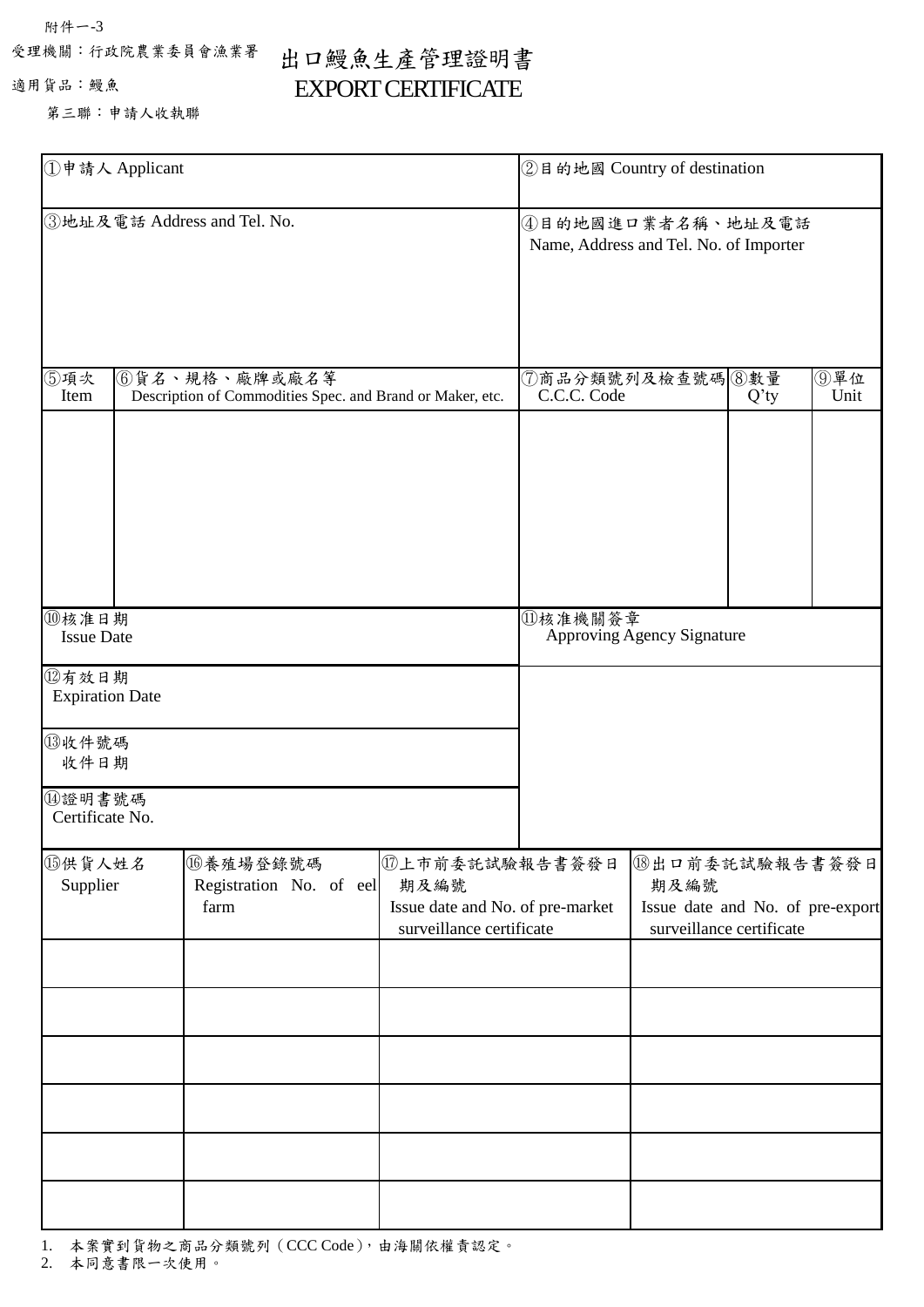附件一-3

受理機關：行政院農業委員會漁業署

適用貨品：鰻魚

# 出口鰻魚生產管理證明書
# EXPORT CERTIFICATE

第三聯：申請人收執聯

| | | | | | |
|---|---|---|---|---|---|
| ①申請人 Applicant | | ②目的地國 Country of destination | | | |
| ③地址及電話 Address and Tel. No. | | ④目的地國進口業者名稱、地址及電話 Name, Address and Tel. No. of Importer | | | |
| ⑤項次 Item | ⑥貨名、規格、廠牌或廠名等 Description of Commodities Spec. and Brand or Maker, etc. | ⑦商品分類號列及檢查號碼 C.C.C. Code | | ⑧數量 Q'ty | ⑨單位 Unit |
| | | | | | |
| ⑩核准日期 Issue Date | | ⑪核准機關簽章 Approving Agency Signature | | | |
| ⑫有效日期 Expiration Date | | | | | |
| ⑬收件號碼 收件日期 | | | | | |
| ⑭證明書號碼 Certificate No. | | | | | |

| ⑮供貨人姓名 Supplier | ⑯養殖場登錄號碼 Registration No. of eel farm | ⑰上市前委託試驗報告書簽發日期及編號 Issue date and No. of pre-market surveillance certificate | ⑱出口前委託試驗報告書簽發日期及編號 Issue date and No. of pre-export surveillance certificate |
|---|---|---|---|
| | | | |
| | | | |
| | | | |
| | | | |
| | | | |
| | | | |

1. 本案實到貨物之商品分類號列（CCC Code），由海關依權責認定。
2. 本同意書限一次使用。